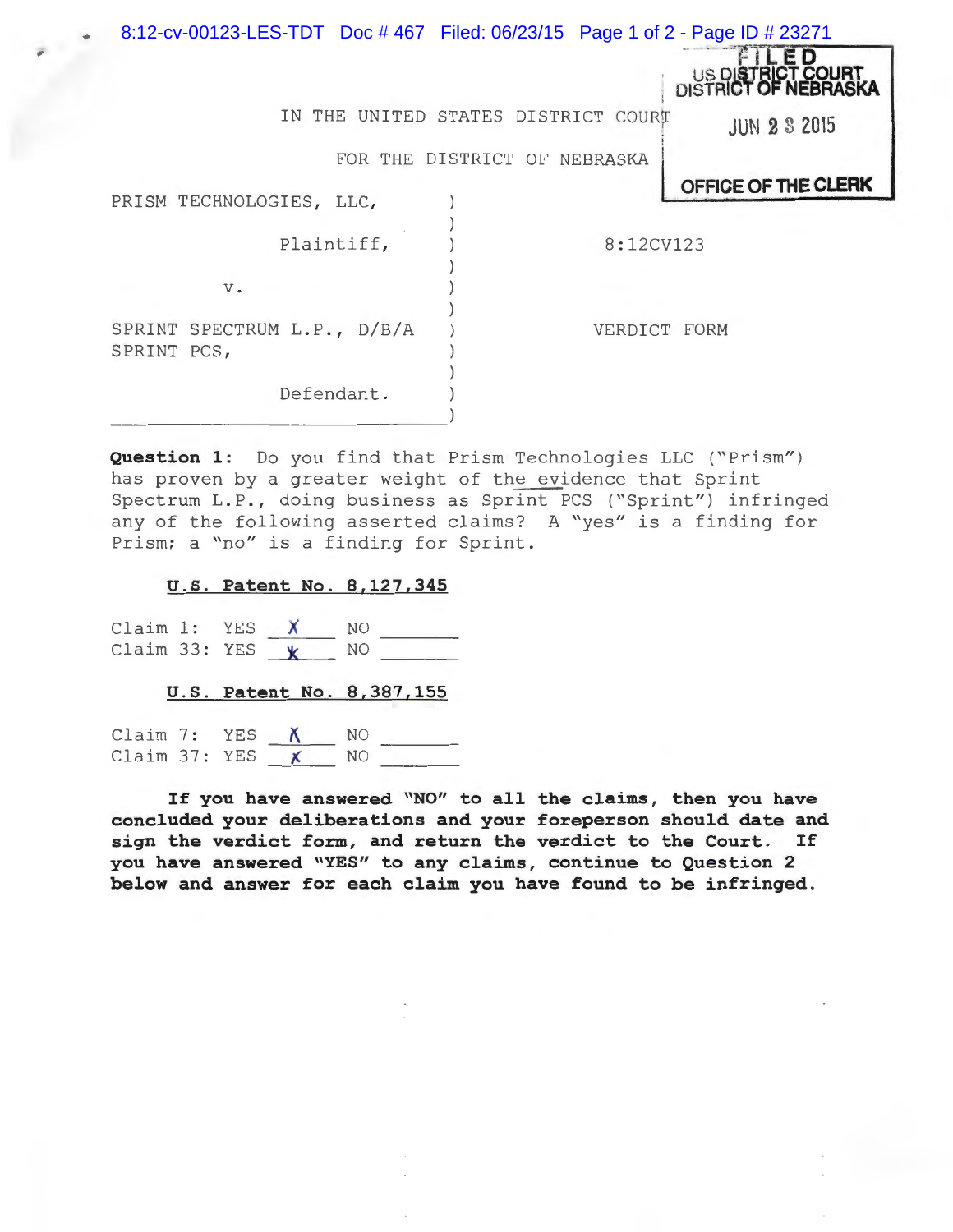FILED
US DISTRICT COURT
DISTRICT OF NEBRASKA

JUN 23 2015

OFFICE OF THE CLERK

IN THE UNITED STATES DISTRICT COURT

FOR THE DISTRICT OF NEBRASKA

PRISM TECHNOLOGIES, LLC, Plaintiff,

v.

SPRINT SPECTRUM L.P., D/B/A SPRINT PCS, Defendant.

8:12CV123

VERDICT FORM

**Question 1:** Do you find that Prism Technologies LLC ("Prism") has proven by a greater weight of the evidence that Sprint Spectrum L.P., doing business as Sprint PCS ("Sprint") infringed any of the following asserted claims? A "yes" is a finding for Prism; a "no" is a finding for Sprint.

**U.S. Patent No. 8,127,345**

Claim 1: YES \_\_X\_\_ NO \_\_\_\_\_\_

Claim 33: YES \_\_X\_\_ NO \_\_\_\_\_\_

**U.S. Patent No. 8,387,155**

Claim 7: YES \_\_X\_\_ NO \_\_\_\_\_\_

Claim 37: YES \_\_X\_\_ NO \_\_\_\_\_\_

**If you have answered "NO" to all the claims, then you have concluded your deliberations and your foreperson should date and sign the verdict form, and return the verdict to the Court. If you have answered "YES" to any claims, continue to Question 2 below and answer for each claim you have found to be infringed.**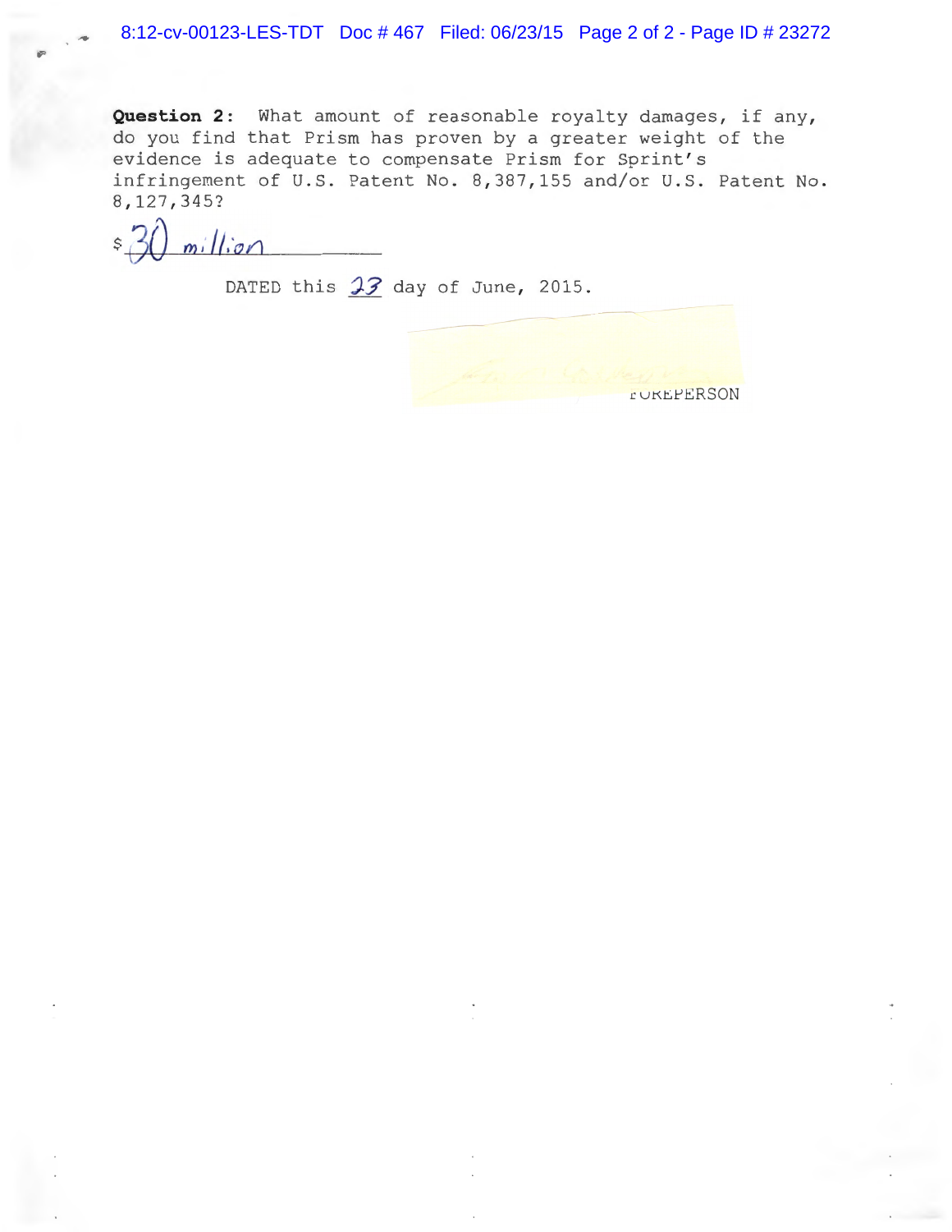**Question 2:** What amount of reasonable royalty damages, if any, do you find that Prism has proven by a greater weight of the evidence is adequate to compensate Prism for Sprint's infringement of U.S. Patent No. 8,387,155 and/or U.S. Patent No. 8,127,345?

$ 30 million

DATED this 23 day of June, 2015.

FOREPERSON